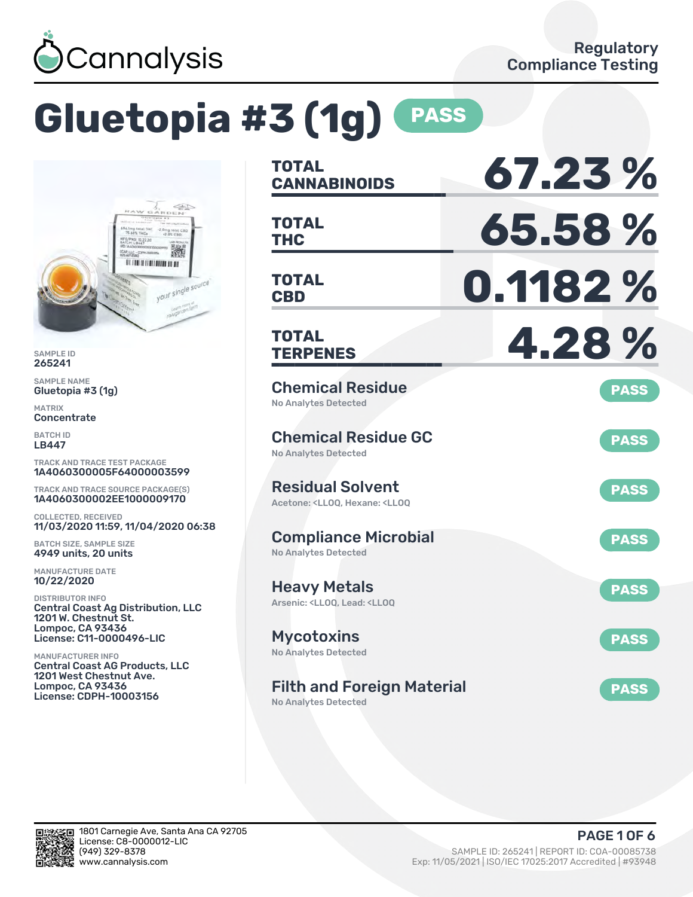Cannalysis

Regulatory Compliance Testing

# Gluetopia #3 (1g) PASS

SAMPLE ID
265241

SAMPLE NAME
Gluetopia #3 (1g)

MATRIX
Concentrate

BATCH ID
LB447

TRACK AND TRACE TEST PACKAGE
1A4060300005F64000003599

TRACK AND TRACE SOURCE PACKAGE(S)
1A4060300002EE1000009170

COLLECTED, RECEIVED
11/03/2020 11:59, 11/04/2020 06:38

BATCH SIZE, SAMPLE SIZE
4949 units, 20 units

MANUFACTURE DATE
10/22/2020

DISTRIBUTOR INFO
Central Coast Ag Distribution, LLC
1201 W. Chestnut St.
Lompoc, CA 93436
License: C11-0000496-LIC

MANUFACTURER INFO
Central Coast AG Products, LLC
1201 West Chestnut Ave.
Lompoc, CA 93436
License: CDPH-10003156

| | |
|---|---|
| **TOTAL CANNABINOIDS** | **67.23 %** |
| **TOTAL THC** | **65.58 %** |
| **TOTAL CBD** | **0.1182 %** |
| **TOTAL TERPENES** | **4.28 %** |

| Test | Result |
|---|---|
| **Chemical Residue** – No Analytes Detected | PASS |
| **Chemical Residue GC** – No Analytes Detected | PASS |
| **Residual Solvent** – Acetone: <LLOQ, Hexane: <LLOQ | PASS |
| **Compliance Microbial** – No Analytes Detected | PASS |
| **Heavy Metals** – Arsenic: <LLOQ, Lead: <LLOQ | PASS |
| **Mycotoxins** – No Analytes Detected | PASS |
| **Filth and Foreign Material** – No Analytes Detected | PASS |

1801 Carnegie Ave, Santa Ana CA 92705
License: C8-0000012-LIC
(949) 329-8378
www.cannalysis.com

SAMPLE ID: 265241 | REPORT ID: COA-00085738
Exp: 11/05/2021 | ISO/IEC 17025:2017 Accredited | #93948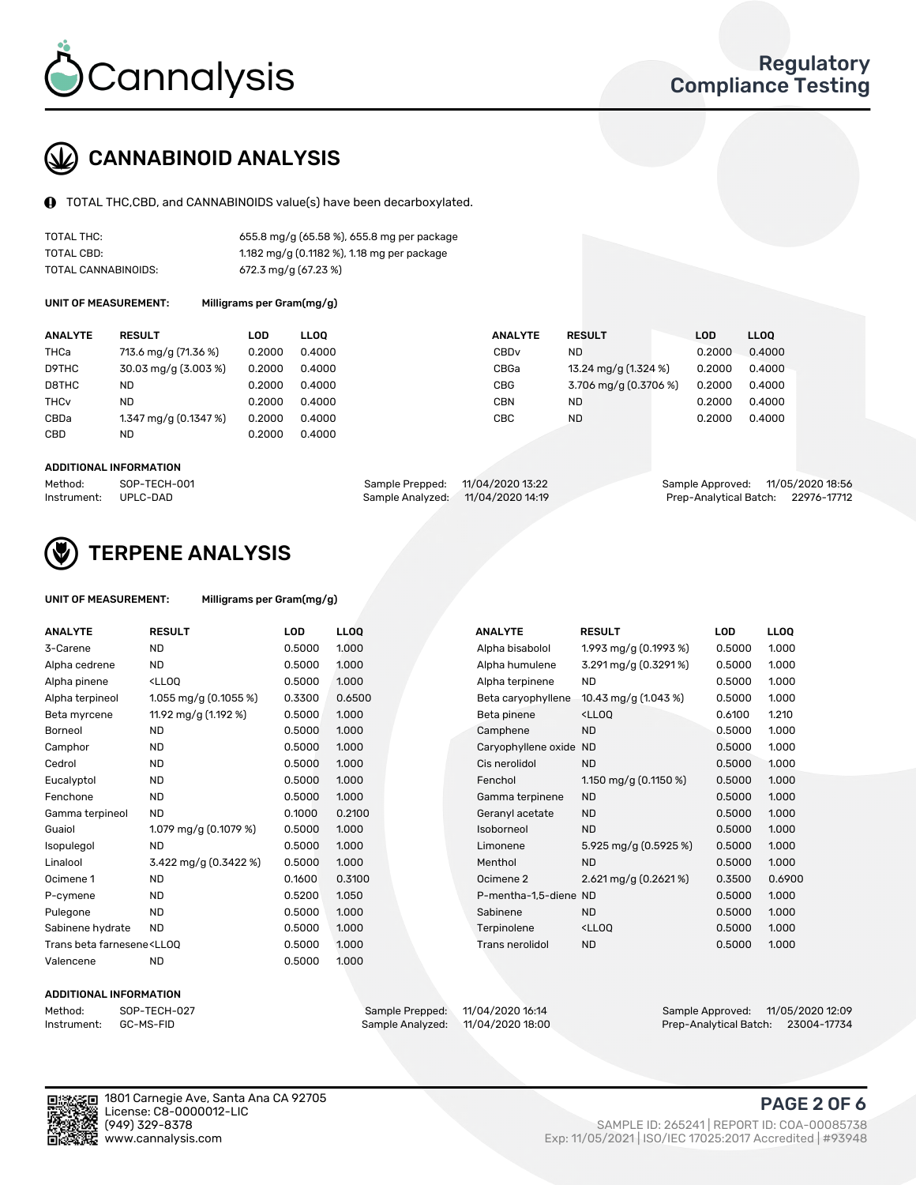Cannalysis

Regulatory Compliance Testing

## CANNABINOID ANALYSIS

TOTAL THC,CBD, and CANNABINOIDS value(s) have been decarboxylated.

| | |
|---|---|
| TOTAL THC: | 655.8 mg/g (65.58 %), 655.8 mg per package |
| TOTAL CBD: | 1.182 mg/g (0.1182 %), 1.18 mg per package |
| TOTAL CANNABINOIDS: | 672.3 mg/g (67.23 %) |

**UNIT OF MEASUREMENT:** Milligrams per Gram(mg/g)

| ANALYTE | RESULT | LOD | LLOQ | ANALYTE | RESULT | LOD | LLOQ |
|---|---|---|---|---|---|---|---|
| THCa | 713.6 mg/g (71.36 %) | 0.2000 | 0.4000 | CBDv | ND | 0.2000 | 0.4000 |
| D9THC | 30.03 mg/g (3.003 %) | 0.2000 | 0.4000 | CBGa | 13.24 mg/g (1.324 %) | 0.2000 | 0.4000 |
| D8THC | ND | 0.2000 | 0.4000 | CBG | 3.706 mg/g (0.3706 %) | 0.2000 | 0.4000 |
| THCv | ND | 0.2000 | 0.4000 | CBN | ND | 0.2000 | 0.4000 |
| CBDa | 1.347 mg/g (0.1347 %) | 0.2000 | 0.4000 | CBC | ND | 0.2000 | 0.4000 |
| CBD | ND | 0.2000 | 0.4000 | | | | |

**ADDITIONAL INFORMATION**

| | | | | | |
|---|---|---|---|---|---|
| Method: | SOP-TECH-001 | Sample Prepped: | 11/04/2020 13:22 | Sample Approved: | 11/05/2020 18:56 |
| Instrument: | UPLC-DAD | Sample Analyzed: | 11/04/2020 14:19 | Prep-Analytical Batch: | 22976-17712 |

## TERPENE ANALYSIS

**UNIT OF MEASUREMENT:** Milligrams per Gram(mg/g)

| ANALYTE | RESULT | LOD | LLOQ | ANALYTE | RESULT | LOD | LLOQ |
|---|---|---|---|---|---|---|---|
| 3-Carene | ND | 0.5000 | 1.000 | Alpha bisabolol | 1.993 mg/g (0.1993 %) | 0.5000 | 1.000 |
| Alpha cedrene | ND | 0.5000 | 1.000 | Alpha humulene | 3.291 mg/g (0.3291 %) | 0.5000 | 1.000 |
| Alpha pinene | <LLOQ | 0.5000 | 1.000 | Alpha terpinene | ND | 0.5000 | 1.000 |
| Alpha terpineol | 1.055 mg/g (0.1055 %) | 0.3300 | 0.6500 | Beta caryophyllene | 10.43 mg/g (1.043 %) | 0.5000 | 1.000 |
| Beta myrcene | 11.92 mg/g (1.192 %) | 0.5000 | 1.000 | Beta pinene | <LLOQ | 0.6100 | 1.210 |
| Borneol | ND | 0.5000 | 1.000 | Camphene | ND | 0.5000 | 1.000 |
| Camphor | ND | 0.5000 | 1.000 | Caryophyllene oxide | ND | 0.5000 | 1.000 |
| Cedrol | ND | 0.5000 | 1.000 | Cis nerolidol | ND | 0.5000 | 1.000 |
| Eucalyptol | ND | 0.5000 | 1.000 | Fenchol | 1.150 mg/g (0.1150 %) | 0.5000 | 1.000 |
| Fenchone | ND | 0.5000 | 1.000 | Gamma terpinene | ND | 0.5000 | 1.000 |
| Gamma terpineol | ND | 0.1000 | 0.2100 | Geranyl acetate | ND | 0.5000 | 1.000 |
| Guaiol | 1.079 mg/g (0.1079 %) | 0.5000 | 1.000 | Isoborneol | ND | 0.5000 | 1.000 |
| Isopulegol | ND | 0.5000 | 1.000 | Limonene | 5.925 mg/g (0.5925 %) | 0.5000 | 1.000 |
| Linalool | 3.422 mg/g (0.3422 %) | 0.5000 | 1.000 | Menthol | ND | 0.5000 | 1.000 |
| Ocimene 1 | ND | 0.1600 | 0.3100 | Ocimene 2 | 2.621 mg/g (0.2621 %) | 0.3500 | 0.6900 |
| P-cymene | ND | 0.5200 | 1.050 | P-mentha-1,5-diene | ND | 0.5000 | 1.000 |
| Pulegone | ND | 0.5000 | 1.000 | Sabinene | ND | 0.5000 | 1.000 |
| Sabinene hydrate | ND | 0.5000 | 1.000 | Terpinolene | <LLOQ | 0.5000 | 1.000 |
| Trans beta farnesene | <LLOQ | 0.5000 | 1.000 | Trans nerolidol | ND | 0.5000 | 1.000 |
| Valencene | ND | 0.5000 | 1.000 | | | | |

**ADDITIONAL INFORMATION**

| | | | | | |
|---|---|---|---|---|---|
| Method: | SOP-TECH-027 | Sample Prepped: | 11/04/2020 16:14 | Sample Approved: | 11/05/2020 12:09 |
| Instrument: | GC-MS-FID | Sample Analyzed: | 11/04/2020 18:00 | Prep-Analytical Batch: | 23004-17734 |

1801 Carnegie Ave, Santa Ana CA 92705
License: C8-0000012-LIC
(949) 329-8378
www.cannalysis.com

SAMPLE ID: 265241 | REPORT ID: COA-00085738
Exp: 11/05/2021 | ISO/IEC 17025:2017 Accredited | #93948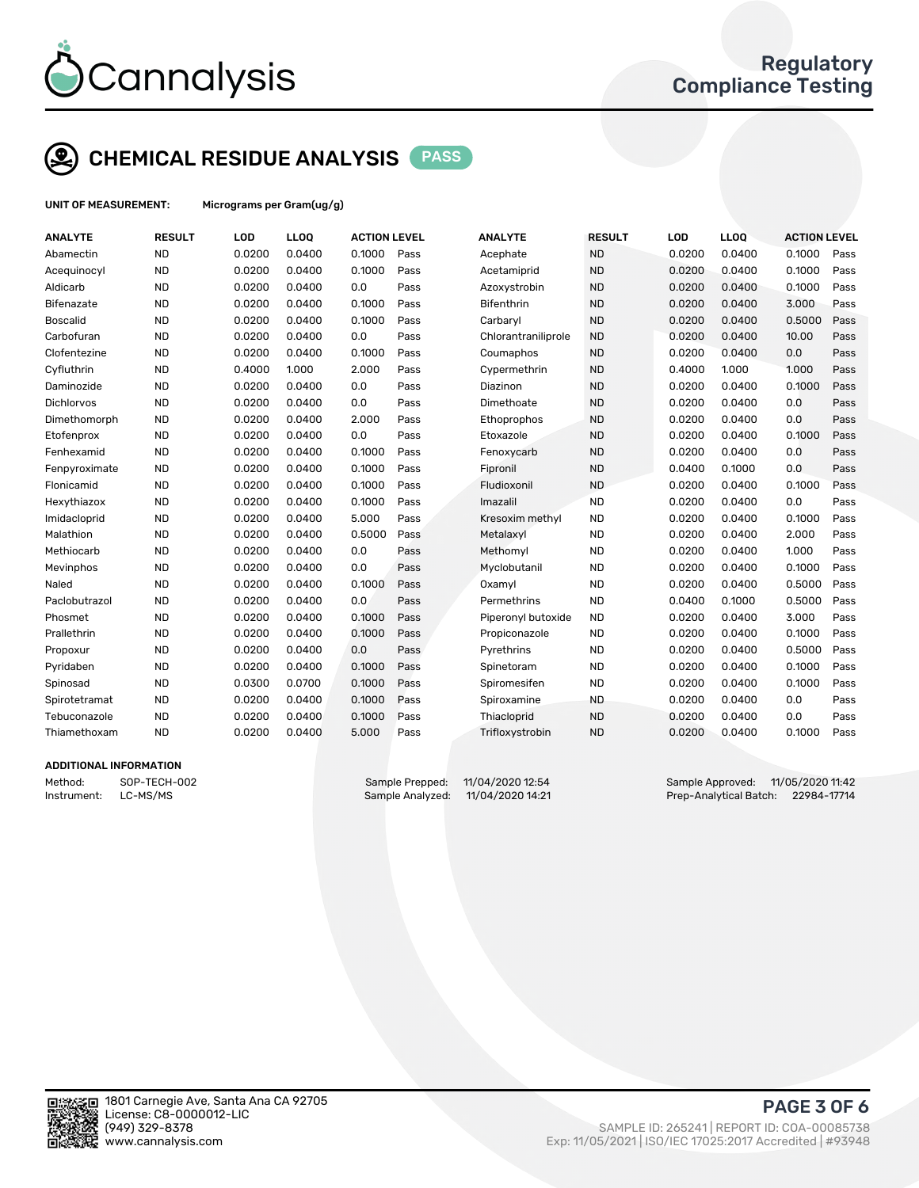# CHEMICAL RESIDUE ANALYSIS PASS

**UNIT OF MEASUREMENT:** Micrograms per Gram(ug/g)

| ANALYTE | RESULT | LOD | LLOQ | ACTION LEVEL | | ANALYTE | RESULT | LOD | LLOQ | ACTION LEVEL | |
|---|---|---|---|---|---|---|---|---|---|---|---|
| Abamectin | ND | 0.0200 | 0.0400 | 0.1000 | Pass | Acephate | ND | 0.0200 | 0.0400 | 0.1000 | Pass |
| Acequinocyl | ND | 0.0200 | 0.0400 | 0.1000 | Pass | Acetamiprid | ND | 0.0200 | 0.0400 | 0.1000 | Pass |
| Aldicarb | ND | 0.0200 | 0.0400 | 0.0 | Pass | Azoxystrobin | ND | 0.0200 | 0.0400 | 0.1000 | Pass |
| Bifenazate | ND | 0.0200 | 0.0400 | 0.1000 | Pass | Bifenthrin | ND | 0.0200 | 0.0400 | 3.000 | Pass |
| Boscalid | ND | 0.0200 | 0.0400 | 0.1000 | Pass | Carbaryl | ND | 0.0200 | 0.0400 | 0.5000 | Pass |
| Carbofuran | ND | 0.0200 | 0.0400 | 0.0 | Pass | Chlorantraniliprole | ND | 0.0200 | 0.0400 | 10.00 | Pass |
| Clofentezine | ND | 0.0200 | 0.0400 | 0.1000 | Pass | Coumaphos | ND | 0.0200 | 0.0400 | 0.0 | Pass |
| Cyfluthrin | ND | 0.4000 | 1.000 | 2.000 | Pass | Cypermethrin | ND | 0.4000 | 1.000 | 1.000 | Pass |
| Daminozide | ND | 0.0200 | 0.0400 | 0.0 | Pass | Diazinon | ND | 0.0200 | 0.0400 | 0.1000 | Pass |
| Dichlorvos | ND | 0.0200 | 0.0400 | 0.0 | Pass | Dimethoate | ND | 0.0200 | 0.0400 | 0.0 | Pass |
| Dimethomorph | ND | 0.0200 | 0.0400 | 2.000 | Pass | Ethoprophos | ND | 0.0200 | 0.0400 | 0.0 | Pass |
| Etofenprox | ND | 0.0200 | 0.0400 | 0.0 | Pass | Etoxazole | ND | 0.0200 | 0.0400 | 0.1000 | Pass |
| Fenhexamid | ND | 0.0200 | 0.0400 | 0.1000 | Pass | Fenoxycarb | ND | 0.0200 | 0.0400 | 0.0 | Pass |
| Fenpyroximate | ND | 0.0200 | 0.0400 | 0.1000 | Pass | Fipronil | ND | 0.0400 | 0.1000 | 0.0 | Pass |
| Flonicamid | ND | 0.0200 | 0.0400 | 0.1000 | Pass | Fludioxonil | ND | 0.0200 | 0.0400 | 0.1000 | Pass |
| Hexythiazox | ND | 0.0200 | 0.0400 | 0.1000 | Pass | Imazalil | ND | 0.0200 | 0.0400 | 0.0 | Pass |
| Imidacloprid | ND | 0.0200 | 0.0400 | 5.000 | Pass | Kresoxim methyl | ND | 0.0200 | 0.0400 | 0.1000 | Pass |
| Malathion | ND | 0.0200 | 0.0400 | 0.5000 | Pass | Metalaxyl | ND | 0.0200 | 0.0400 | 2.000 | Pass |
| Methiocarb | ND | 0.0200 | 0.0400 | 0.0 | Pass | Methomyl | ND | 0.0200 | 0.0400 | 1.000 | Pass |
| Mevinphos | ND | 0.0200 | 0.0400 | 0.0 | Pass | Myclobutanil | ND | 0.0200 | 0.0400 | 0.1000 | Pass |
| Naled | ND | 0.0200 | 0.0400 | 0.1000 | Pass | Oxamyl | ND | 0.0200 | 0.0400 | 0.5000 | Pass |
| Paclobutrazol | ND | 0.0200 | 0.0400 | 0.0 | Pass | Permethrins | ND | 0.0400 | 0.1000 | 0.5000 | Pass |
| Phosmet | ND | 0.0200 | 0.0400 | 0.1000 | Pass | Piperonyl butoxide | ND | 0.0200 | 0.0400 | 3.000 | Pass |
| Prallethrin | ND | 0.0200 | 0.0400 | 0.1000 | Pass | Propiconazole | ND | 0.0200 | 0.0400 | 0.1000 | Pass |
| Propoxur | ND | 0.0200 | 0.0400 | 0.0 | Pass | Pyrethrins | ND | 0.0200 | 0.0400 | 0.5000 | Pass |
| Pyridaben | ND | 0.0200 | 0.0400 | 0.1000 | Pass | Spinetoram | ND | 0.0200 | 0.0400 | 0.1000 | Pass |
| Spinosad | ND | 0.0300 | 0.0700 | 0.1000 | Pass | Spiromesifen | ND | 0.0200 | 0.0400 | 0.1000 | Pass |
| Spirotetramat | ND | 0.0200 | 0.0400 | 0.1000 | Pass | Spiroxamine | ND | 0.0200 | 0.0400 | 0.0 | Pass |
| Tebuconazole | ND | 0.0200 | 0.0400 | 0.1000 | Pass | Thiacloprid | ND | 0.0200 | 0.0400 | 0.0 | Pass |
| Thiamethoxam | ND | 0.0200 | 0.0400 | 5.000 | Pass | Trifloxystrobin | ND | 0.0200 | 0.0400 | 0.1000 | Pass |

**ADDITIONAL INFORMATION**

Method: SOP-TECH-002
Instrument: LC-MS/MS

Sample Prepped: 11/04/2020 12:54
Sample Analyzed: 11/04/2020 14:21

Sample Approved: 11/05/2020 11:42
Prep-Analytical Batch: 22984-17714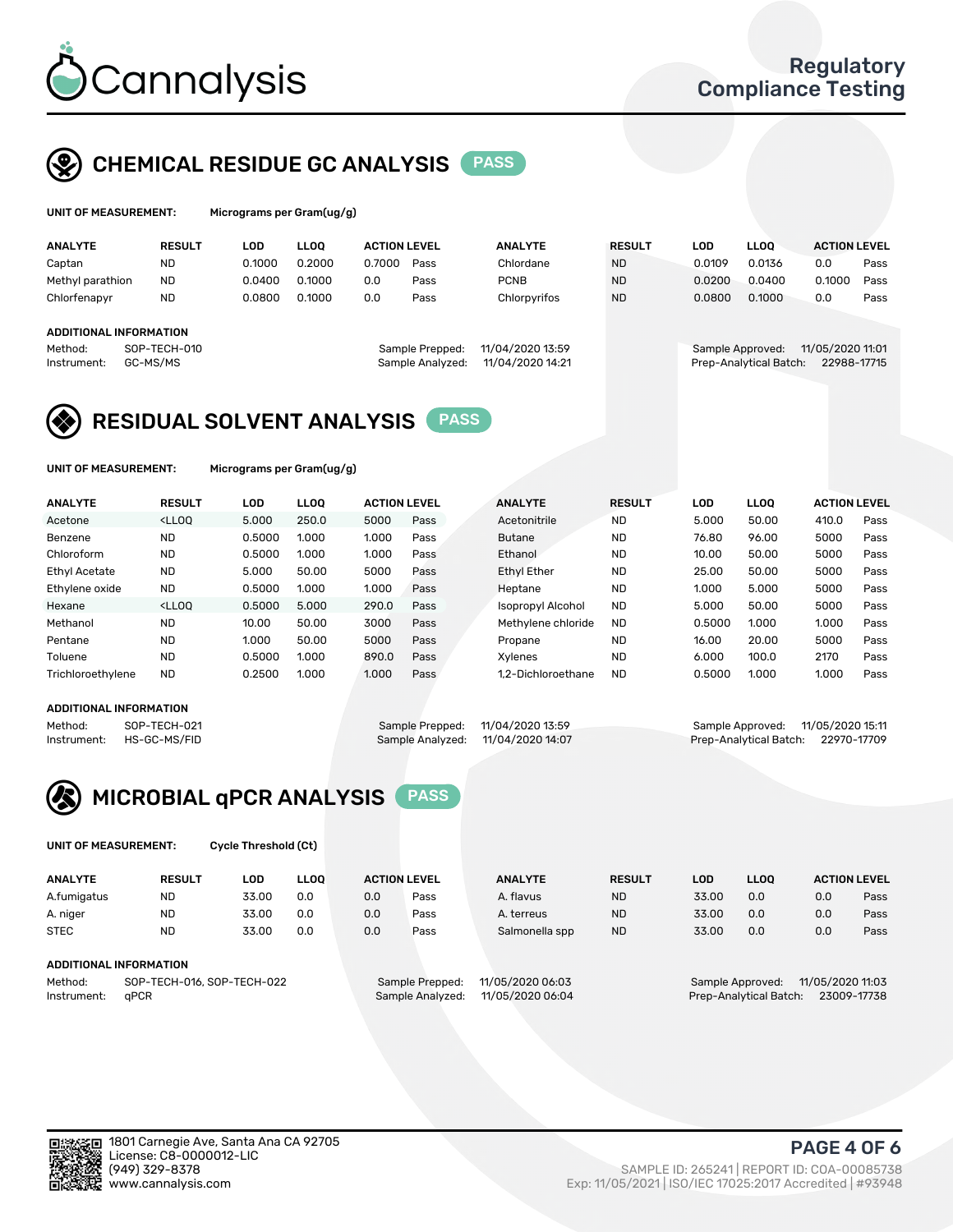## CHEMICAL RESIDUE GC ANALYSIS PASS

**UNIT OF MEASUREMENT:** Micrograms per Gram(ug/g)

| ANALYTE | RESULT | LOD | LLOQ | ACTION LEVEL | | ANALYTE | RESULT | LOD | LLOQ | ACTION LEVEL | |
|---|---|---|---|---|---|---|---|---|---|---|---|
| Captan | ND | 0.1000 | 0.2000 | 0.7000 | Pass | Chlordane | ND | 0.0109 | 0.0136 | 0.0 | Pass |
| Methyl parathion | ND | 0.0400 | 0.1000 | 0.0 | Pass | PCNB | ND | 0.0200 | 0.0400 | 0.1000 | Pass |
| Chlorfenapyr | ND | 0.0800 | 0.1000 | 0.0 | Pass | Chlorpyrifos | ND | 0.0800 | 0.1000 | 0.0 | Pass |

**ADDITIONAL INFORMATION**

Method: SOP-TECH-010
Instrument: GC-MS/MS
Sample Prepped: 11/04/2020 13:59
Sample Analyzed: 11/04/2020 14:21
Sample Approved: 11/05/2020 11:01
Prep-Analytical Batch: 22988-17715

## RESIDUAL SOLVENT ANALYSIS PASS

**UNIT OF MEASUREMENT:** Micrograms per Gram(ug/g)

| ANALYTE | RESULT | LOD | LLOQ | ACTION LEVEL | | ANALYTE | RESULT | LOD | LLOQ | ACTION LEVEL | |
|---|---|---|---|---|---|---|---|---|---|---|---|
| Acetone | <LLOQ | 5.000 | 250.0 | 5000 | Pass | Acetonitrile | ND | 5.000 | 50.00 | 410.0 | Pass |
| Benzene | ND | 0.5000 | 1.000 | 1.000 | Pass | Butane | ND | 76.80 | 96.00 | 5000 | Pass |
| Chloroform | ND | 0.5000 | 1.000 | 1.000 | Pass | Ethanol | ND | 10.00 | 50.00 | 5000 | Pass |
| Ethyl Acetate | ND | 5.000 | 50.00 | 5000 | Pass | Ethyl Ether | ND | 25.00 | 50.00 | 5000 | Pass |
| Ethylene oxide | ND | 0.5000 | 1.000 | 1.000 | Pass | Heptane | ND | 1.000 | 5.000 | 5000 | Pass |
| Hexane | <LLOQ | 0.5000 | 5.000 | 290.0 | Pass | Isopropyl Alcohol | ND | 5.000 | 50.00 | 5000 | Pass |
| Methanol | ND | 10.00 | 50.00 | 3000 | Pass | Methylene chloride | ND | 0.5000 | 1.000 | 1.000 | Pass |
| Pentane | ND | 1.000 | 50.00 | 5000 | Pass | Propane | ND | 16.00 | 20.00 | 5000 | Pass |
| Toluene | ND | 0.5000 | 1.000 | 890.0 | Pass | Xylenes | ND | 6.000 | 100.0 | 2170 | Pass |
| Trichloroethylene | ND | 0.2500 | 1.000 | 1.000 | Pass | 1,2-Dichloroethane | ND | 0.5000 | 1.000 | 1.000 | Pass |

**ADDITIONAL INFORMATION**

Method: SOP-TECH-021
Instrument: HS-GC-MS/FID
Sample Prepped: 11/04/2020 13:59
Sample Analyzed: 11/04/2020 14:07
Sample Approved: 11/05/2020 15:11
Prep-Analytical Batch: 22970-17709

## MICROBIAL qPCR ANALYSIS PASS

**UNIT OF MEASUREMENT:** Cycle Threshold (Ct)

| ANALYTE | RESULT | LOD | LLOQ | ACTION LEVEL | | ANALYTE | RESULT | LOD | LLOQ | ACTION LEVEL | |
|---|---|---|---|---|---|---|---|---|---|---|---|
| A.fumigatus | ND | 33.00 | 0.0 | 0.0 | Pass | A. flavus | ND | 33.00 | 0.0 | 0.0 | Pass |
| A. niger | ND | 33.00 | 0.0 | 0.0 | Pass | A. terreus | ND | 33.00 | 0.0 | 0.0 | Pass |
| STEC | ND | 33.00 | 0.0 | 0.0 | Pass | Salmonella spp | ND | 33.00 | 0.0 | 0.0 | Pass |

**ADDITIONAL INFORMATION**

Method: SOP-TECH-016, SOP-TECH-022
Instrument: qPCR
Sample Prepped: 11/05/2020 06:03
Sample Analyzed: 11/05/2020 06:04
Sample Approved: 11/05/2020 11:03
Prep-Analytical Batch: 23009-17738

1801 Carnegie Ave, Santa Ana CA 92705
License: C8-0000012-LIC
(949) 329-8378
www.cannalysis.com

SAMPLE ID: 265241 | REPORT ID: COA-00085738
Exp: 11/05/2021 | ISO/IEC 17025:2017 Accredited | #93948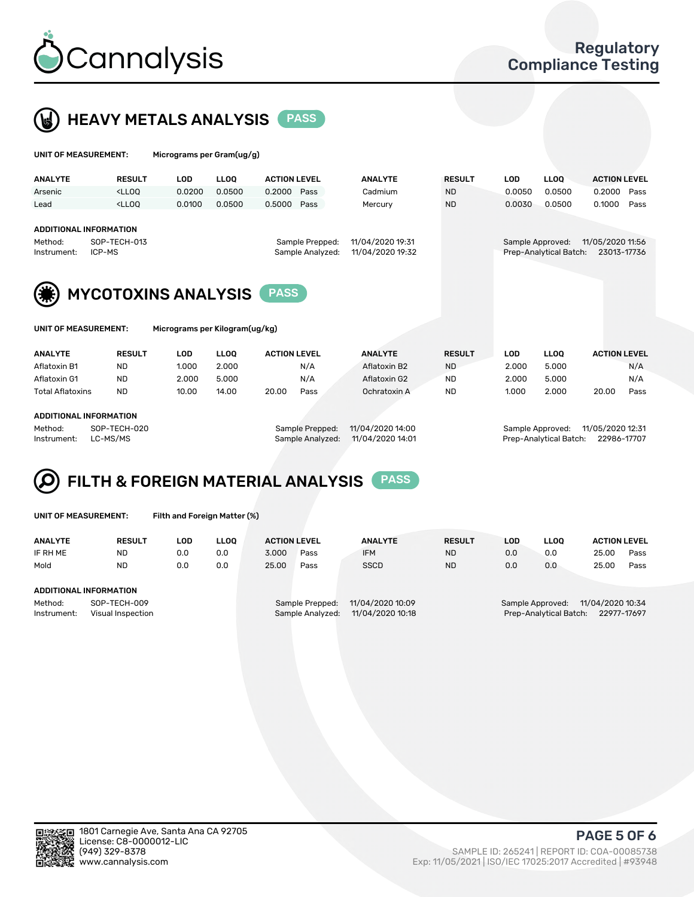# Cannalysis

## Regulatory Compliance Testing

## HEAVY METALS ANALYSIS PASS

**UNIT OF MEASUREMENT:** Micrograms per Gram(ug/g)

| ANALYTE | RESULT | LOD | LLOQ | ACTION LEVEL | | ANALYTE | RESULT | LOD | LLOQ | ACTION LEVEL | |
|---|---|---|---|---|---|---|---|---|---|---|---|
| Arsenic | <LLOQ | 0.0200 | 0.0500 | 0.2000 | Pass | Cadmium | ND | 0.0050 | 0.0500 | 0.2000 | Pass |
| Lead | <LLOQ | 0.0100 | 0.0500 | 0.5000 | Pass | Mercury | ND | 0.0030 | 0.0500 | 0.1000 | Pass |

**ADDITIONAL INFORMATION**

Method: SOP-TECH-013
Instrument: ICP-MS
Sample Prepped: 11/04/2020 19:31
Sample Analyzed: 11/04/2020 19:32
Sample Approved: 11/05/2020 11:56
Prep-Analytical Batch: 23013-17736

## MYCOTOXINS ANALYSIS PASS

**UNIT OF MEASUREMENT:** Micrograms per Kilogram(ug/kg)

| ANALYTE | RESULT | LOD | LLOQ | ACTION LEVEL | | ANALYTE | RESULT | LOD | LLOQ | ACTION LEVEL | |
|---|---|---|---|---|---|---|---|---|---|---|---|
| Aflatoxin B1 | ND | 1.000 | 2.000 | | N/A | Aflatoxin B2 | ND | 2.000 | 5.000 | | N/A |
| Aflatoxin G1 | ND | 2.000 | 5.000 | | N/A | Aflatoxin G2 | ND | 2.000 | 5.000 | | N/A |
| Total Aflatoxins | ND | 10.00 | 14.00 | 20.00 | Pass | Ochratoxin A | ND | 1.000 | 2.000 | 20.00 | Pass |

**ADDITIONAL INFORMATION**

Method: SOP-TECH-020
Instrument: LC-MS/MS
Sample Prepped: 11/04/2020 14:00
Sample Analyzed: 11/04/2020 14:01
Sample Approved: 11/05/2020 12:31
Prep-Analytical Batch: 22986-17707

## FILTH & FOREIGN MATERIAL ANALYSIS PASS

**UNIT OF MEASUREMENT:** Filth and Foreign Matter (%)

| ANALYTE | RESULT | LOD | LLOQ | ACTION LEVEL | | ANALYTE | RESULT | LOD | LLOQ | ACTION LEVEL | |
|---|---|---|---|---|---|---|---|---|---|---|---|
| IF RH ME | ND | 0.0 | 0.0 | 3.000 | Pass | IFM | ND | 0.0 | 0.0 | 25.00 | Pass |
| Mold | ND | 0.0 | 0.0 | 25.00 | Pass | SSCD | ND | 0.0 | 0.0 | 25.00 | Pass |

**ADDITIONAL INFORMATION**

Method: SOP-TECH-009
Instrument: Visual Inspection
Sample Prepped: 11/04/2020 10:09
Sample Analyzed: 11/04/2020 10:18
Sample Approved: 11/04/2020 10:34
Prep-Analytical Batch: 22977-17697

1801 Carnegie Ave, Santa Ana CA 92705
License: C8-0000012-LIC
(949) 329-8378
www.cannalysis.com

SAMPLE ID: 265241 | REPORT ID: COA-00085738
Exp: 11/05/2021 | ISO/IEC 17025:2017 Accredited | #93948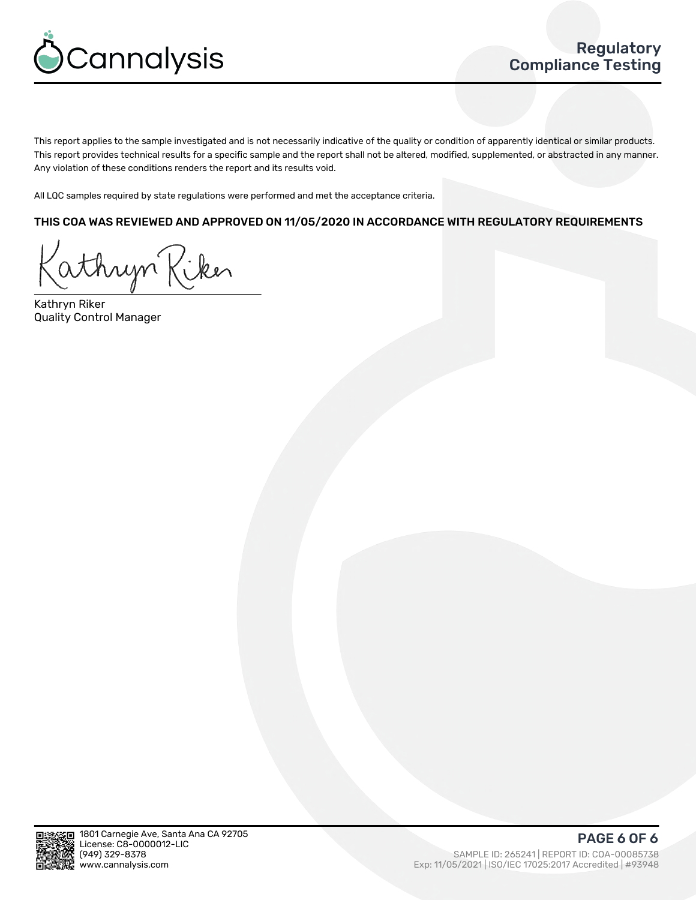This report applies to the sample investigated and is not necessarily indicative of the quality or condition of apparently identical or similar products. This report provides technical results for a specific sample and the report shall not be altered, modified, supplemented, or abstracted in any manner. Any violation of these conditions renders the report and its results void.

All LQC samples required by state regulations were performed and met the acceptance criteria.

**THIS COA WAS REVIEWED AND APPROVED ON 11/05/2020 IN ACCORDANCE WITH REGULATORY REQUIREMENTS**

Kathryn Riker
Quality Control Manager